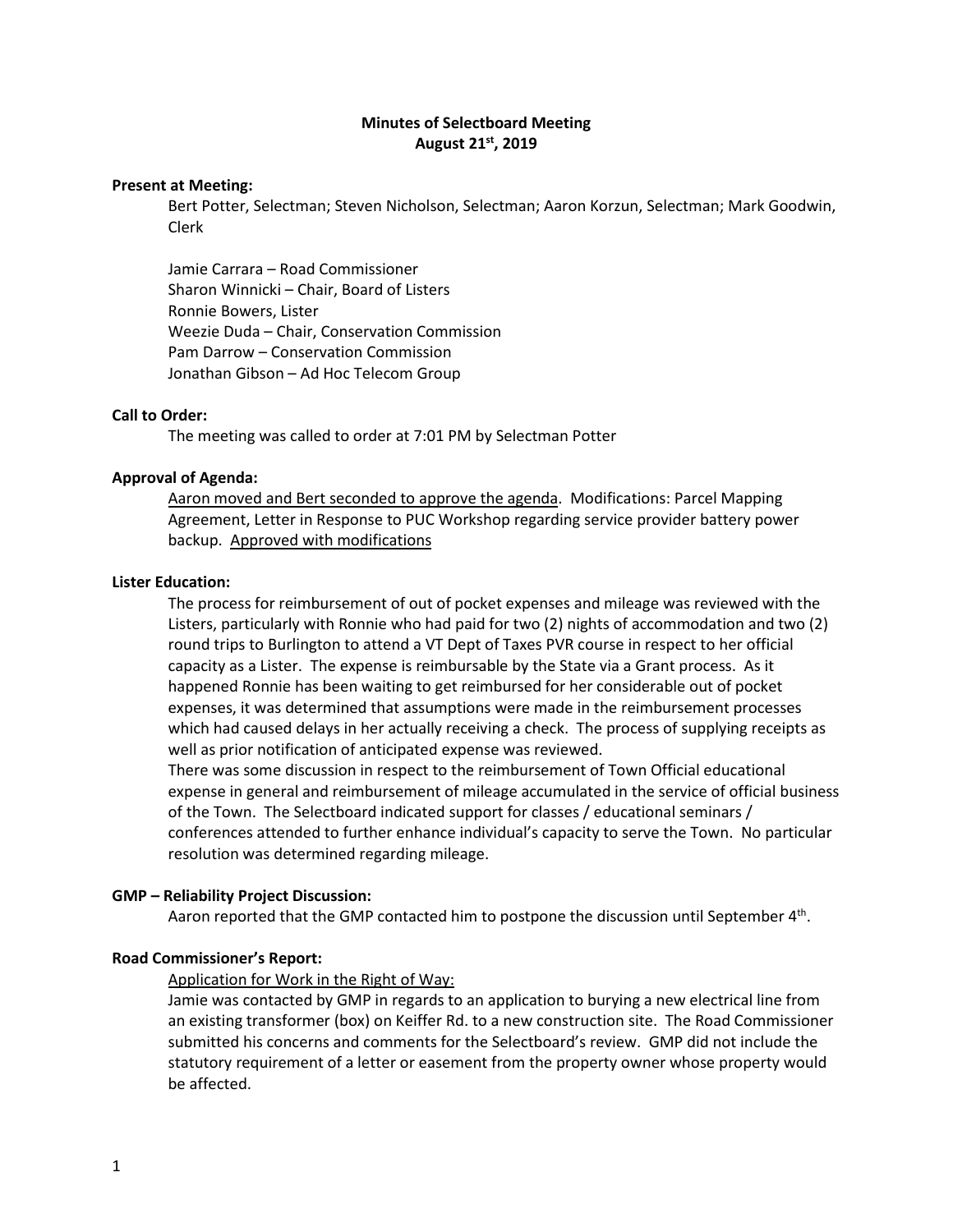# Minutes of Selectboard Meeting
## August 21st, 2019

**Present at Meeting:**

Bert Potter, Selectman; Steven Nicholson, Selectman; Aaron Korzun, Selectman; Mark Goodwin, Clerk

Jamie Carrara – Road Commissioner
Sharon Winnicki – Chair, Board of Listers
Ronnie Bowers, Lister
Weezie Duda – Chair, Conservation Commission
Pam Darrow – Conservation Commission
Jonathan Gibson – Ad Hoc Telecom Group

**Call to Order:**

The meeting was called to order at 7:01 PM by Selectman Potter

**Approval of Agenda:**

<u>Aaron moved and Bert seconded to approve the agenda</u>. Modifications: Parcel Mapping Agreement, Letter in Response to PUC Workshop regarding service provider battery power backup. <u>Approved with modifications</u>

**Lister Education:**

The process for reimbursement of out of pocket expenses and mileage was reviewed with the Listers, particularly with Ronnie who had paid for two (2) nights of accommodation and two (2) round trips to Burlington to attend a VT Dept of Taxes PVR course in respect to her official capacity as a Lister. The expense is reimbursable by the State via a Grant process. As it happened Ronnie has been waiting to get reimbursed for her considerable out of pocket expenses, it was determined that assumptions were made in the reimbursement processes which had caused delays in her actually receiving a check. The process of supplying receipts as well as prior notification of anticipated expense was reviewed.

There was some discussion in respect to the reimbursement of Town Official educational expense in general and reimbursement of mileage accumulated in the service of official business of the Town. The Selectboard indicated support for classes / educational seminars / conferences attended to further enhance individual's capacity to serve the Town. No particular resolution was determined regarding mileage.

**GMP – Reliability Project Discussion:**

Aaron reported that the GMP contacted him to postpone the discussion until September 4th.

**Road Commissioner's Report:**

<u>Application for Work in the Right of Way:</u>

Jamie was contacted by GMP in regards to an application to burying a new electrical line from an existing transformer (box) on Keiffer Rd. to a new construction site. The Road Commissioner submitted his concerns and comments for the Selectboard's review. GMP did not include the statutory requirement of a letter or easement from the property owner whose property would be affected.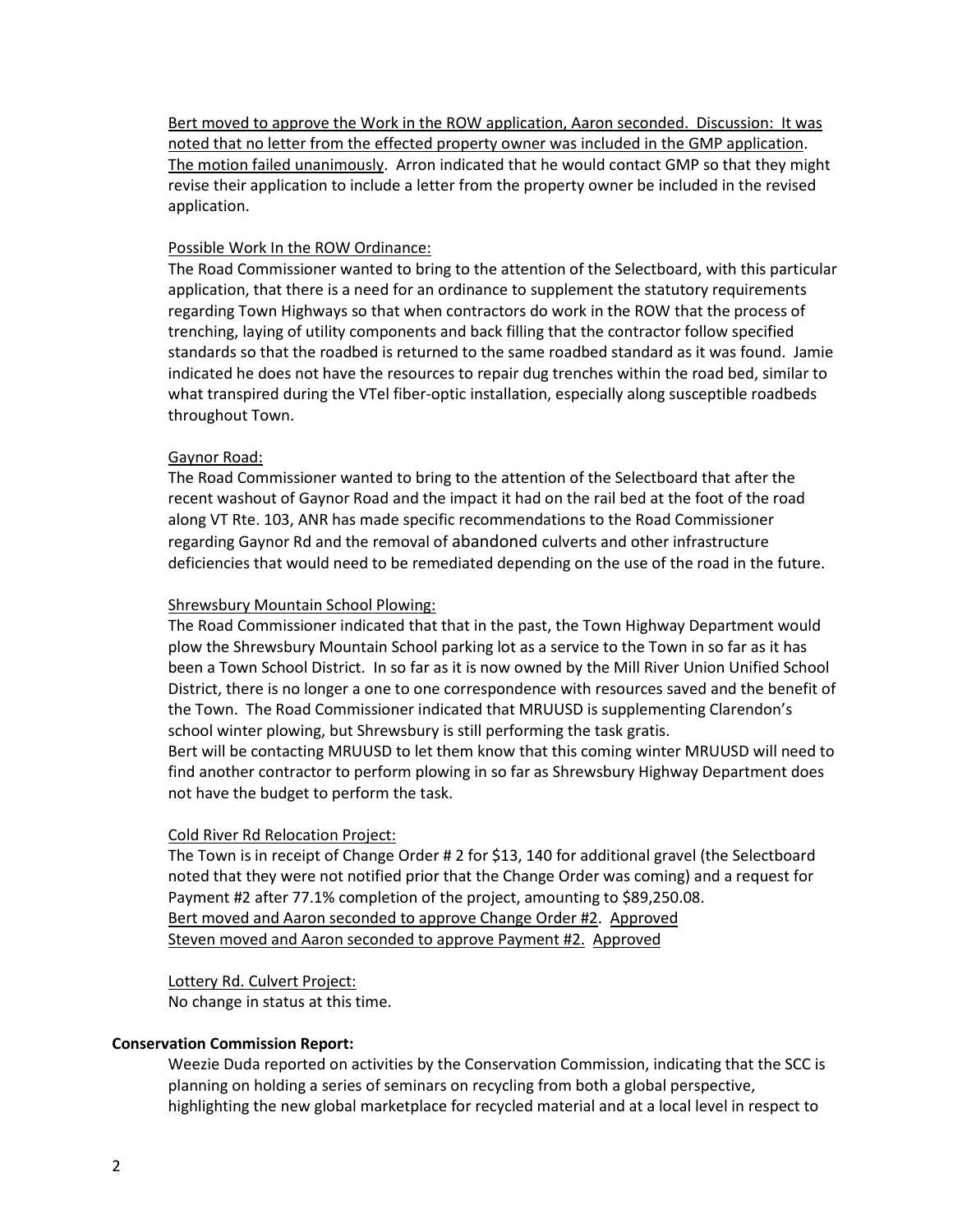Bert moved to approve the Work in the ROW application, Aaron seconded. Discussion: It was noted that no letter from the effected property owner was included in the GMP application. The motion failed unanimously. Arron indicated that he would contact GMP so that they might revise their application to include a letter from the property owner be included in the revised application.

Possible Work In the ROW Ordinance:

The Road Commissioner wanted to bring to the attention of the Selectboard, with this particular application, that there is a need for an ordinance to supplement the statutory requirements regarding Town Highways so that when contractors do work in the ROW that the process of trenching, laying of utility components and back filling that the contractor follow specified standards so that the roadbed is returned to the same roadbed standard as it was found. Jamie indicated he does not have the resources to repair dug trenches within the road bed, similar to what transpired during the VTel fiber-optic installation, especially along susceptible roadbeds throughout Town.

Gaynor Road:

The Road Commissioner wanted to bring to the attention of the Selectboard that after the recent washout of Gaynor Road and the impact it had on the rail bed at the foot of the road along VT Rte. 103, ANR has made specific recommendations to the Road Commissioner regarding Gaynor Rd and the removal of abandoned culverts and other infrastructure deficiencies that would need to be remediated depending on the use of the road in the future.

Shrewsbury Mountain School Plowing:

The Road Commissioner indicated that that in the past, the Town Highway Department would plow the Shrewsbury Mountain School parking lot as a service to the Town in so far as it has been a Town School District. In so far as it is now owned by the Mill River Union Unified School District, there is no longer a one to one correspondence with resources saved and the benefit of the Town. The Road Commissioner indicated that MRUUSD is supplementing Clarendon's school winter plowing, but Shrewsbury is still performing the task gratis.
Bert will be contacting MRUUSD to let them know that this coming winter MRUUSD will need to find another contractor to perform plowing in so far as Shrewsbury Highway Department does not have the budget to perform the task.

Cold River Rd Relocation Project:

The Town is in receipt of Change Order # 2 for $13, 140 for additional gravel (the Selectboard noted that they were not notified prior that the Change Order was coming) and a request for Payment #2 after 77.1% completion of the project, amounting to $89,250.08.
Bert moved and Aaron seconded to approve Change Order #2. Approved
Steven moved and Aaron seconded to approve Payment #2. Approved

Lottery Rd. Culvert Project:
No change in status at this time.

**Conservation Commission Report:**

Weezie Duda reported on activities by the Conservation Commission, indicating that the SCC is planning on holding a series of seminars on recycling from both a global perspective, highlighting the new global marketplace for recycled material and at a local level in respect to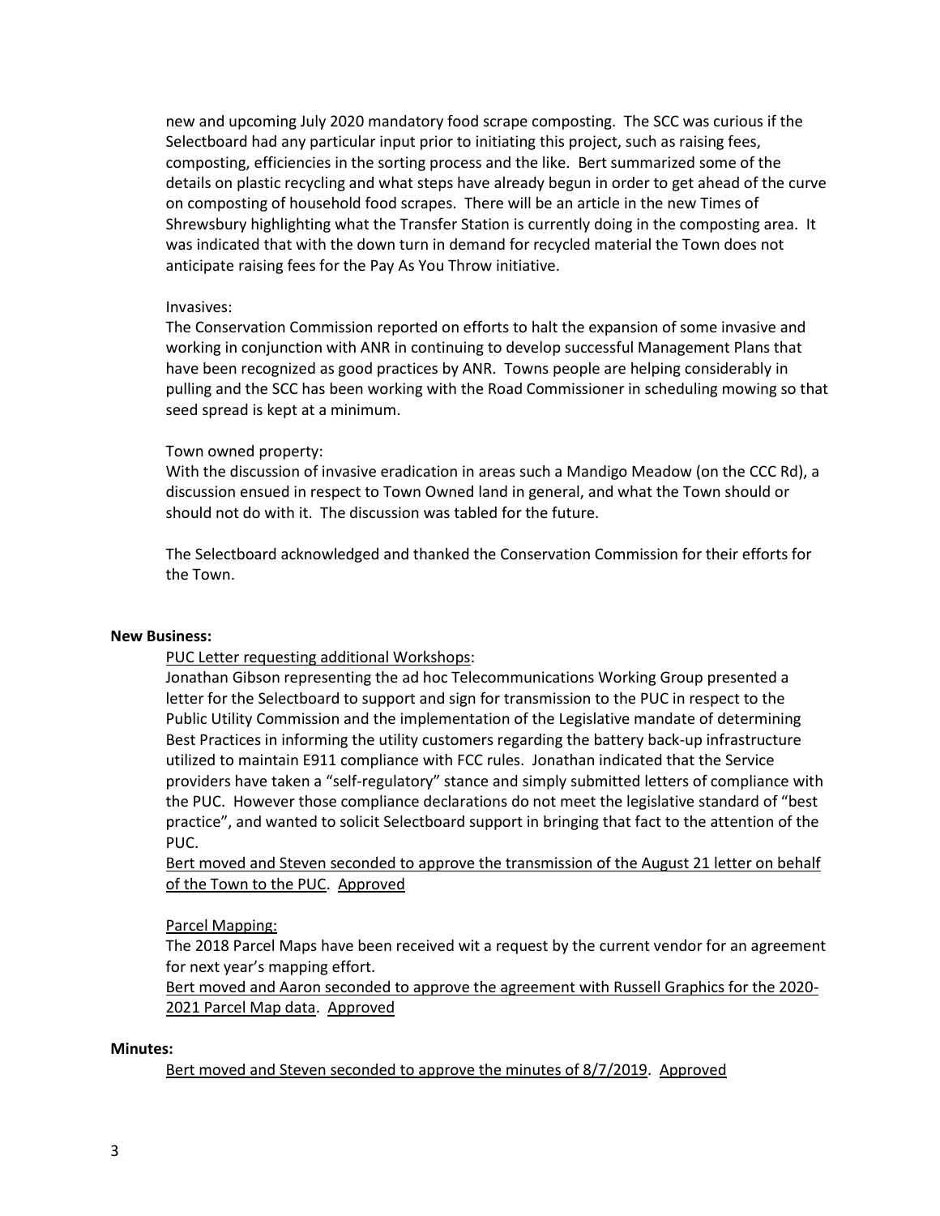new and upcoming July 2020 mandatory food scrape composting. The SCC was curious if the Selectboard had any particular input prior to initiating this project, such as raising fees, composting, efficiencies in the sorting process and the like. Bert summarized some of the details on plastic recycling and what steps have already begun in order to get ahead of the curve on composting of household food scrapes. There will be an article in the new Times of Shrewsbury highlighting what the Transfer Station is currently doing in the composting area. It was indicated that with the down turn in demand for recycled material the Town does not anticipate raising fees for the Pay As You Throw initiative.

Invasives:
The Conservation Commission reported on efforts to halt the expansion of some invasive and working in conjunction with ANR in continuing to develop successful Management Plans that have been recognized as good practices by ANR. Towns people are helping considerably in pulling and the SCC has been working with the Road Commissioner in scheduling mowing so that seed spread is kept at a minimum.

Town owned property:
With the discussion of invasive eradication in areas such a Mandigo Meadow (on the CCC Rd), a discussion ensued in respect to Town Owned land in general, and what the Town should or should not do with it. The discussion was tabled for the future.

The Selectboard acknowledged and thanked the Conservation Commission for their efforts for the Town.

**New Business:**

<u>PUC Letter requesting additional Workshops</u>:
Jonathan Gibson representing the ad hoc Telecommunications Working Group presented a letter for the Selectboard to support and sign for transmission to the PUC in respect to the Public Utility Commission and the implementation of the Legislative mandate of determining Best Practices in informing the utility customers regarding the battery back-up infrastructure utilized to maintain E911 compliance with FCC rules. Jonathan indicated that the Service providers have taken a "self-regulatory" stance and simply submitted letters of compliance with the PUC. However those compliance declarations do not meet the legislative standard of "best practice", and wanted to solicit Selectboard support in bringing that fact to the attention of the PUC.
<u>Bert moved and Steven seconded to approve the transmission of the August 21 letter on behalf of the Town to the PUC</u>. <u>Approved</u>

<u>Parcel Mapping:</u>
The 2018 Parcel Maps have been received wit a request by the current vendor for an agreement for next year's mapping effort.
<u>Bert moved and Aaron seconded to approve the agreement with Russell Graphics for the 2020-2021 Parcel Map data</u>. <u>Approved</u>

**Minutes:**

<u>Bert moved and Steven seconded to approve the minutes of 8/7/2019</u>. <u>Approved</u>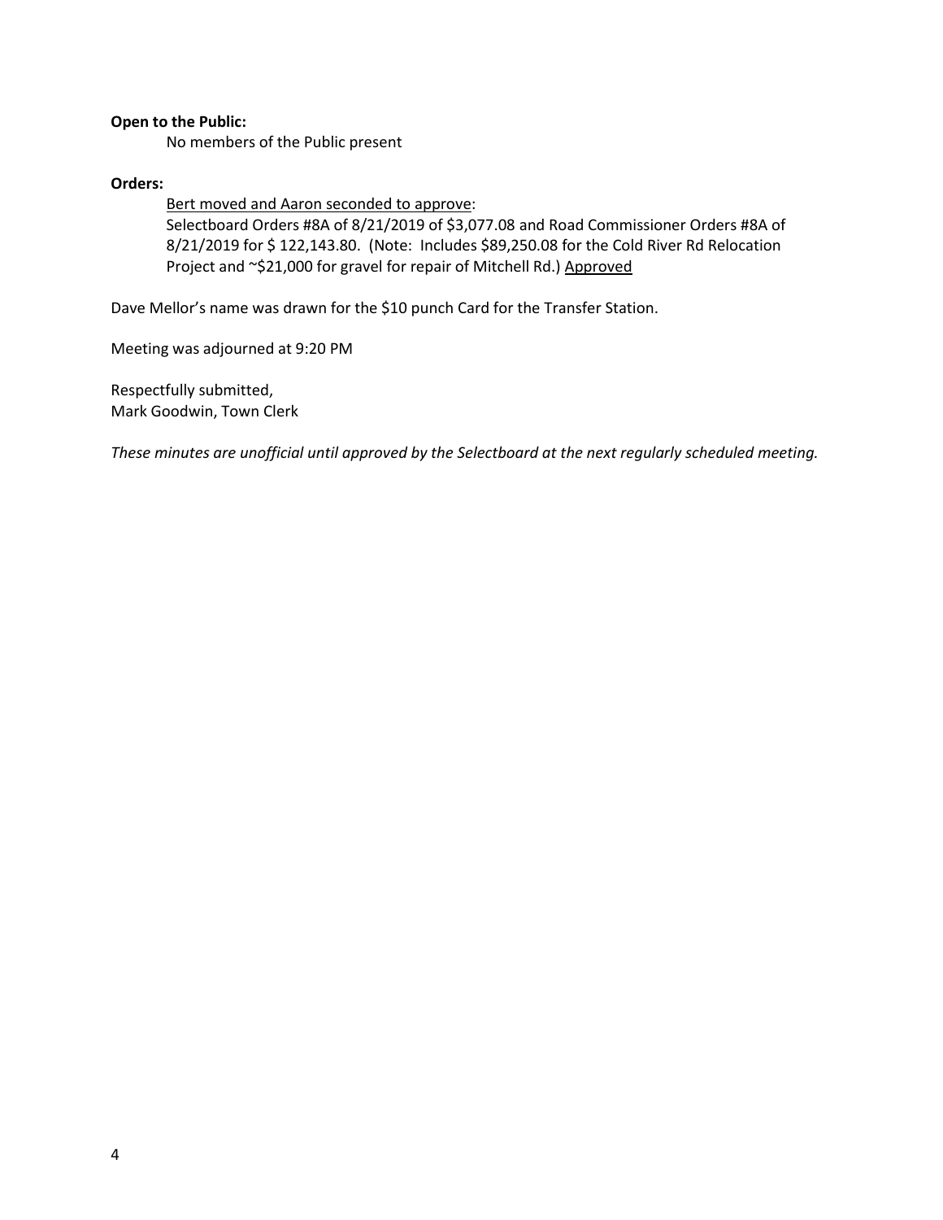**Open to the Public:**

No members of the Public present

**Orders:**

Bert moved and Aaron seconded to approve:
Selectboard Orders #8A of 8/21/2019 of $3,077.08 and Road Commissioner Orders #8A of 8/21/2019 for $ 122,143.80. (Note: Includes $89,250.08 for the Cold River Rd Relocation Project and ~$21,000 for gravel for repair of Mitchell Rd.) Approved

Dave Mellor's name was drawn for the $10 punch Card for the Transfer Station.

Meeting was adjourned at 9:20 PM

Respectfully submitted,
Mark Goodwin, Town Clerk

*These minutes are unofficial until approved by the Selectboard at the next regularly scheduled meeting.*